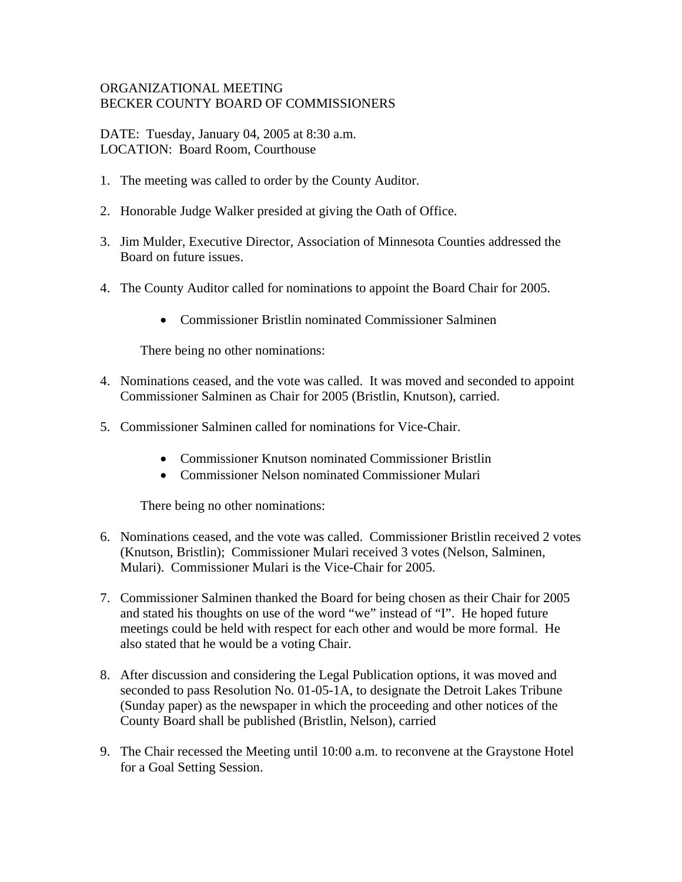ORGANIZATIONAL MEETING
BECKER COUNTY BOARD OF COMMISSIONERS

DATE: Tuesday, January 04, 2005 at 8:30 a.m.
LOCATION: Board Room, Courthouse

1. The meeting was called to order by the County Auditor.

2. Honorable Judge Walker presided at giving the Oath of Office.

3. Jim Mulder, Executive Director, Association of Minnesota Counties addressed the Board on future issues.

4. The County Auditor called for nominations to appoint the Board Chair for 2005.

   - Commissioner Bristlin nominated Commissioner Salminen

   There being no other nominations:

4. Nominations ceased, and the vote was called. It was moved and seconded to appoint Commissioner Salminen as Chair for 2005 (Bristlin, Knutson), carried.

5. Commissioner Salminen called for nominations for Vice-Chair.

   - Commissioner Knutson nominated Commissioner Bristlin
   - Commissioner Nelson nominated Commissioner Mulari

   There being no other nominations:

6. Nominations ceased, and the vote was called. Commissioner Bristlin received 2 votes (Knutson, Bristlin); Commissioner Mulari received 3 votes (Nelson, Salminen, Mulari). Commissioner Mulari is the Vice-Chair for 2005.

7. Commissioner Salminen thanked the Board for being chosen as their Chair for 2005 and stated his thoughts on use of the word "we" instead of "I". He hoped future meetings could be held with respect for each other and would be more formal. He also stated that he would be a voting Chair.

8. After discussion and considering the Legal Publication options, it was moved and seconded to pass Resolution No. 01-05-1A, to designate the Detroit Lakes Tribune (Sunday paper) as the newspaper in which the proceeding and other notices of the County Board shall be published (Bristlin, Nelson), carried

9. The Chair recessed the Meeting until 10:00 a.m. to reconvene at the Graystone Hotel for a Goal Setting Session.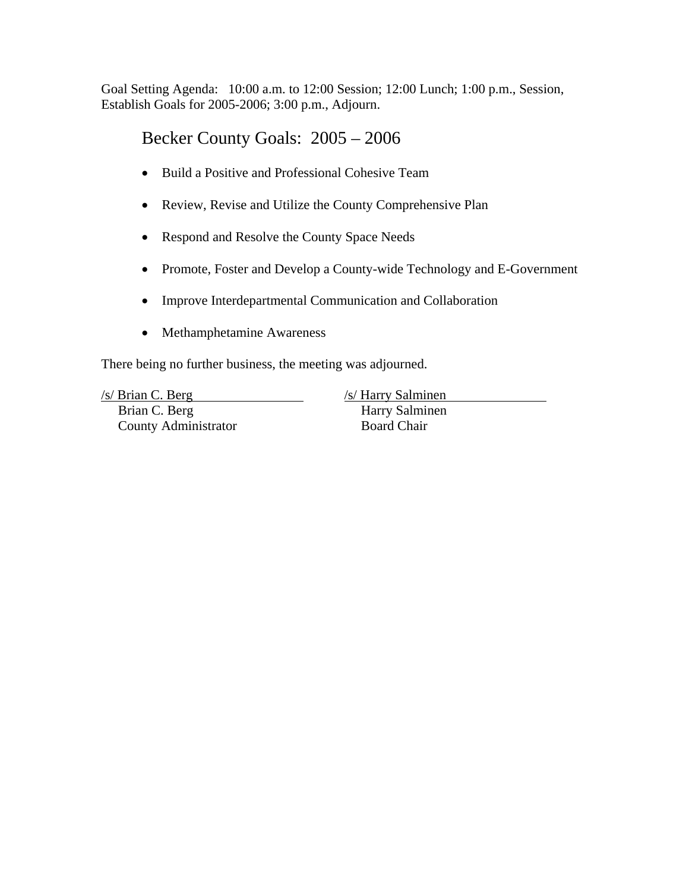Goal Setting Agenda: 10:00 a.m. to 12:00 Session; 12:00 Lunch; 1:00 p.m., Session, Establish Goals for 2005-2006; 3:00 p.m., Adjourn.

## Becker County Goals: 2005 – 2006

- Build a Positive and Professional Cohesive Team
- Review, Revise and Utilize the County Comprehensive Plan
- Respond and Resolve the County Space Needs
- Promote, Foster and Develop a County-wide Technology and E-Government
- Improve Interdepartmental Communication and Collaboration
- Methamphetamine Awareness

There being no further business, the meeting was adjourned.

/s/ Brian C. Berg
Brian C. Berg
County Administrator

/s/ Harry Salminen
Harry Salminen
Board Chair